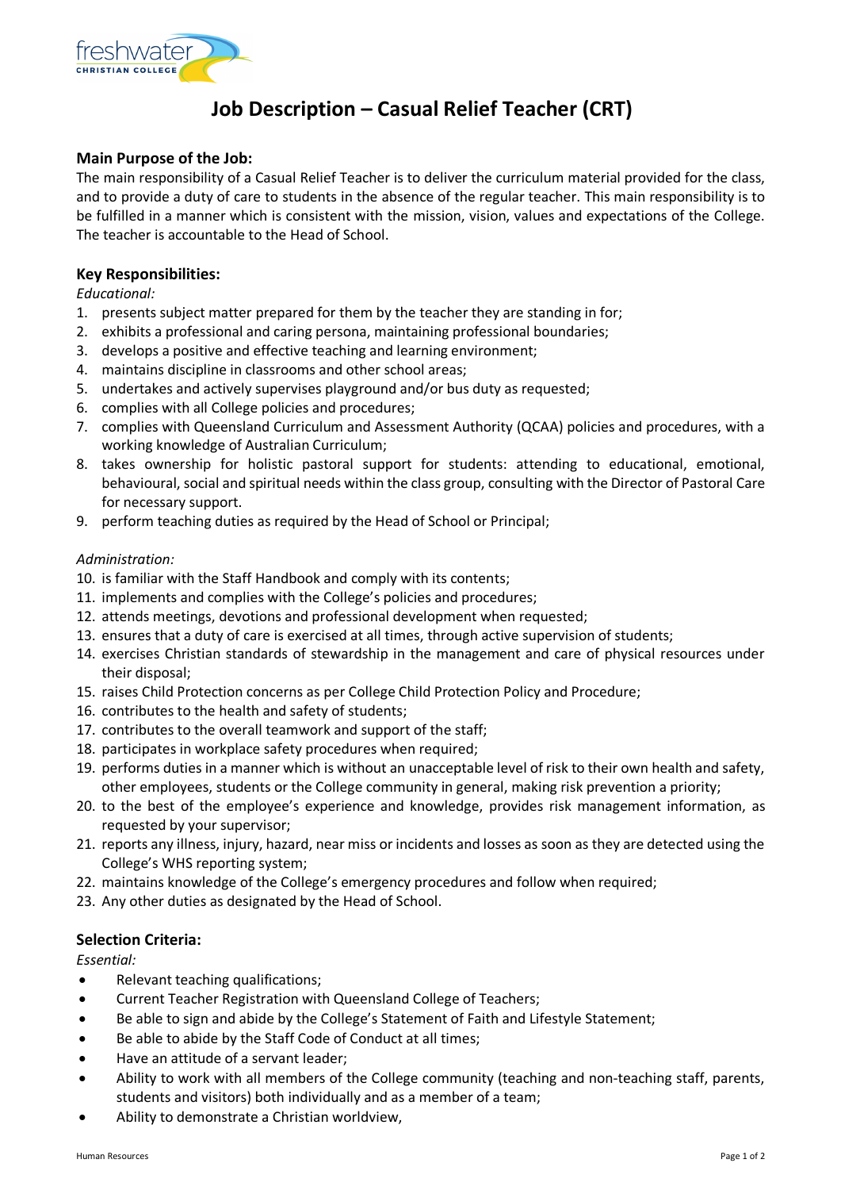# Job Description – Casual Relief Teacher (CRT)

## Main Purpose of the Job:

The main responsibility of a Casual Relief Teacher is to deliver the curriculum material provided for the class, and to provide a duty of care to students in the absence of the regular teacher. This main responsibility is to be fulfilled in a manner which is consistent with the mission, vision, values and expectations of the College. The teacher is accountable to the Head of School.

## Key Responsibilities:

*Educational:*

1. presents subject matter prepared for them by the teacher they are standing in for;
2. exhibits a professional and caring persona, maintaining professional boundaries;
3. develops a positive and effective teaching and learning environment;
4. maintains discipline in classrooms and other school areas;
5. undertakes and actively supervises playground and/or bus duty as requested;
6. complies with all College policies and procedures;
7. complies with Queensland Curriculum and Assessment Authority (QCAA) policies and procedures, with a working knowledge of Australian Curriculum;
8. takes ownership for holistic pastoral support for students: attending to educational, emotional, behavioural, social and spiritual needs within the class group, consulting with the Director of Pastoral Care for necessary support.
9. perform teaching duties as required by the Head of School or Principal;

*Administration:*

10. is familiar with the Staff Handbook and comply with its contents;
11. implements and complies with the College's policies and procedures;
12. attends meetings, devotions and professional development when requested;
13. ensures that a duty of care is exercised at all times, through active supervision of students;
14. exercises Christian standards of stewardship in the management and care of physical resources under their disposal;
15. raises Child Protection concerns as per College Child Protection Policy and Procedure;
16. contributes to the health and safety of students;
17. contributes to the overall teamwork and support of the staff;
18. participates in workplace safety procedures when required;
19. performs duties in a manner which is without an unacceptable level of risk to their own health and safety, other employees, students or the College community in general, making risk prevention a priority;
20. to the best of the employee's experience and knowledge, provides risk management information, as requested by your supervisor;
21. reports any illness, injury, hazard, near miss or incidents and losses as soon as they are detected using the College's WHS reporting system;
22. maintains knowledge of the College's emergency procedures and follow when required;
23. Any other duties as designated by the Head of School.

## Selection Criteria:

*Essential:*

- Relevant teaching qualifications;
- Current Teacher Registration with Queensland College of Teachers;
- Be able to sign and abide by the College's Statement of Faith and Lifestyle Statement;
- Be able to abide by the Staff Code of Conduct at all times;
- Have an attitude of a servant leader;
- Ability to work with all members of the College community (teaching and non-teaching staff, parents, students and visitors) both individually and as a member of a team;
- Ability to demonstrate a Christian worldview,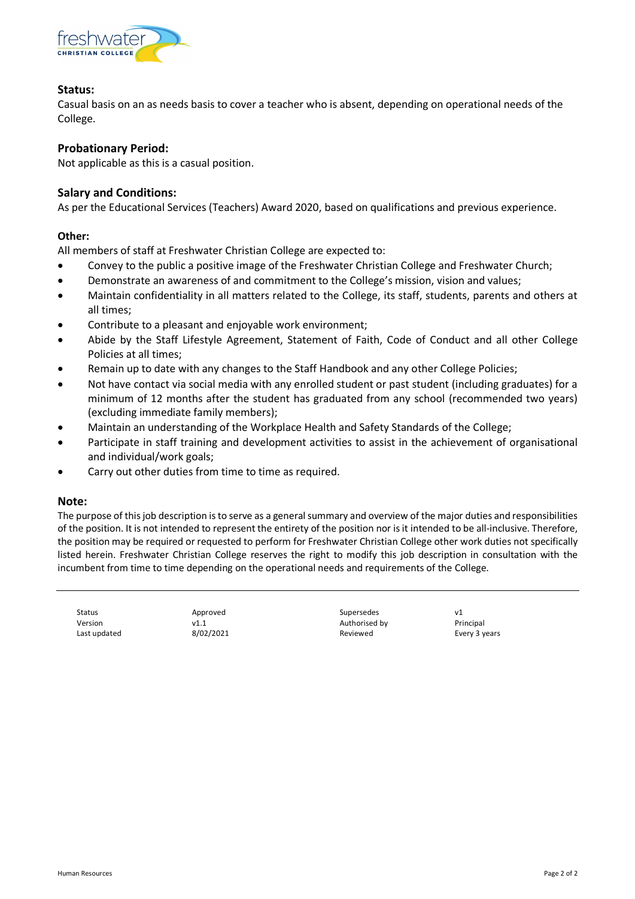### Status:

Casual basis on an as needs basis to cover a teacher who is absent, depending on operational needs of the College.

### Probationary Period:

Not applicable as this is a casual position.

### Salary and Conditions:

As per the Educational Services (Teachers) Award 2020, based on qualifications and previous experience.

### Other:

All members of staff at Freshwater Christian College are expected to:

- Convey to the public a positive image of the Freshwater Christian College and Freshwater Church;
- Demonstrate an awareness of and commitment to the College's mission, vision and values;
- Maintain confidentiality in all matters related to the College, its staff, students, parents and others at all times;
- Contribute to a pleasant and enjoyable work environment;
- Abide by the Staff Lifestyle Agreement, Statement of Faith, Code of Conduct and all other College Policies at all times;
- Remain up to date with any changes to the Staff Handbook and any other College Policies;
- Not have contact via social media with any enrolled student or past student (including graduates) for a minimum of 12 months after the student has graduated from any school (recommended two years) (excluding immediate family members);
- Maintain an understanding of the Workplace Health and Safety Standards of the College;
- Participate in staff training and development activities to assist in the achievement of organisational and individual/work goals;
- Carry out other duties from time to time as required.

### Note:

The purpose of this job description is to serve as a general summary and overview of the major duties and responsibilities of the position. It is not intended to represent the entirety of the position nor is it intended to be all-inclusive. Therefore, the position may be required or requested to perform for Freshwater Christian College other work duties not specifically listed herein. Freshwater Christian College reserves the right to modify this job description in consultation with the incumbent from time to time depending on the operational needs and requirements of the College.

| | | | |
|---|---|---|---|
| Status | Approved | Supersedes | v1 |
| Version | v1.1 | Authorised by | Principal |
| Last updated | 8/02/2021 | Reviewed | Every 3 years |